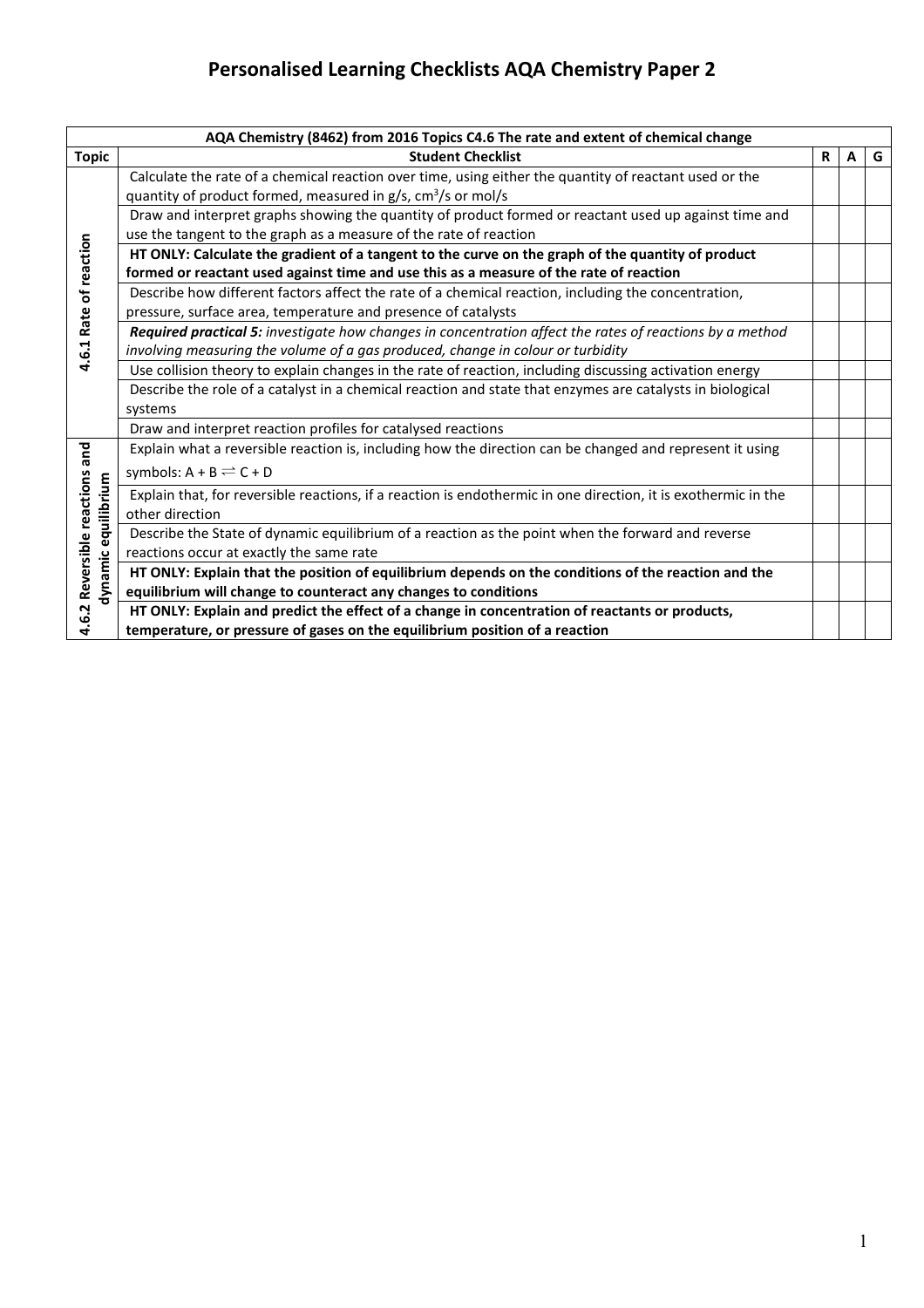# Personalised Learning Checklists AQA Chemistry Paper 2

| AQA Chemistry (8462) from 2016 Topics C4.6 The rate and extent of chemical change | | | | |
|---|---|---|---|---|
| **Topic** | **Student Checklist** | **R** | **A** | **G** |
| **4.6.1 Rate of reaction** | Calculate the rate of a chemical reaction over time, using either the quantity of reactant used or the quantity of product formed, measured in g/s, $cm^3$/s or mol/s | | | |
| | Draw and interpret graphs showing the quantity of product formed or reactant used up against time and use the tangent to the graph as a measure of the rate of reaction | | | |
| | **HT ONLY: Calculate the gradient of a tangent to the curve on the graph of the quantity of product formed or reactant used against time and use this as a measure of the rate of reaction** | | | |
| | Describe how different factors affect the rate of a chemical reaction, including the concentration, pressure, surface area, temperature and presence of catalysts | | | |
| | ***Required practical 5:*** *investigate how changes in concentration affect the rates of reactions by a method involving measuring the volume of a gas produced, change in colour or turbidity* | | | |
| | Use collision theory to explain changes in the rate of reaction, including discussing activation energy | | | |
| | Describe the role of a catalyst in a chemical reaction and state that enzymes are catalysts in biological systems | | | |
| | Draw and interpret reaction profiles for catalysed reactions | | | |
| **4.6.2 Reversible reactions and dynamic equilibrium** | Explain what a reversible reaction is, including how the direction can be changed and represent it using symbols: $A + B \rightleftharpoons C + D$ | | | |
| | Explain that, for reversible reactions, if a reaction is endothermic in one direction, it is exothermic in the other direction | | | |
| | Describe the State of dynamic equilibrium of a reaction as the point when the forward and reverse reactions occur at exactly the same rate | | | |
| | **HT ONLY: Explain that the position of equilibrium depends on the conditions of the reaction and the equilibrium will change to counteract any changes to conditions** | | | |
| | **HT ONLY: Explain and predict the effect of a change in concentration of reactants or products, temperature, or pressure of gases on the equilibrium position of a reaction** | | | |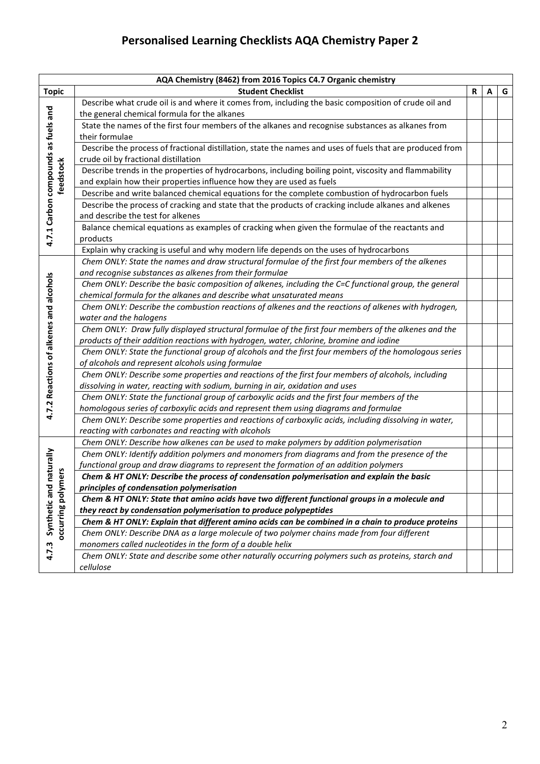# Personalised Learning Checklists AQA Chemistry Paper 2

| AQA Chemistry (8462) from 2016 Topics C4.7 Organic chemistry | | | | |
|---|---|---|---|---|
| **Topic** | **Student Checklist** | **R** | **A** | **G** |
| 4.7.1 Carbon compounds as fuels and feedstock | Describe what crude oil is and where it comes from, including the basic composition of crude oil and the general chemical formula for the alkanes | | | |
| | State the names of the first four members of the alkanes and recognise substances as alkanes from their formulae | | | |
| | Describe the process of fractional distillation, state the names and uses of fuels that are produced from crude oil by fractional distillation | | | |
| | Describe trends in the properties of hydrocarbons, including boiling point, viscosity and flammability and explain how their properties influence how they are used as fuels | | | |
| | Describe and write balanced chemical equations for the complete combustion of hydrocarbon fuels | | | |
| | Describe the process of cracking and state that the products of cracking include alkanes and alkenes and describe the test for alkenes | | | |
| | Balance chemical equations as examples of cracking when given the formulae of the reactants and products | | | |
| | Explain why cracking is useful and why modern life depends on the uses of hydrocarbons | | | |
| 4.7.2 Reactions of alkenes and alcohols | *Chem ONLY: State the names and draw structural formulae of the first four members of the alkenes and recognise substances as alkenes from their formulae* | | | |
| | *Chem ONLY: Describe the basic composition of alkenes, including the C=C functional group, the general chemical formula for the alkanes and describe what unsaturated means* | | | |
| | *Chem ONLY: Describe the combustion reactions of alkenes and the reactions of alkenes with hydrogen, water and the halogens* | | | |
| | *Chem ONLY: Draw fully displayed structural formulae of the first four members of the alkenes and the products of their addition reactions with hydrogen, water, chlorine, bromine and iodine* | | | |
| | *Chem ONLY: State the functional group of alcohols and the first four members of the homologous series of alcohols and represent alcohols using formulae* | | | |
| | *Chem ONLY: Describe some properties and reactions of the first four members of alcohols, including dissolving in water, reacting with sodium, burning in air, oxidation and uses* | | | |
| | *Chem ONLY: State the functional group of carboxylic acids and the first four members of the homologous series of carboxylic acids and represent them using diagrams and formulae* | | | |
| | *Chem ONLY: Describe some properties and reactions of carboxylic acids, including dissolving in water, reacting with carbonates and reacting with alcohols* | | | |
| 4.7.3 Synthetic and naturally occurring polymers | *Chem ONLY: Describe how alkenes can be used to make polymers by addition polymerisation* | | | |
| | *Chem ONLY: Identify addition polymers and monomers from diagrams and from the presence of the functional group and draw diagrams to represent the formation of an addition polymers* | | | |
| | ***Chem & HT ONLY: Describe the process of condensation polymerisation and explain the basic principles of condensation polymerisation*** | | | |
| | ***Chem & HT ONLY: State that amino acids have two different functional groups in a molecule and they react by condensation polymerisation to produce polypeptides*** | | | |
| | ***Chem & HT ONLY: Explain that different amino acids can be combined in a chain to produce proteins*** | | | |
| | *Chem ONLY: Describe DNA as a large molecule of two polymer chains made from four different monomers called nucleotides in the form of a double helix* | | | |
| | *Chem ONLY: State and describe some other naturally occurring polymers such as proteins, starch and cellulose* | | | |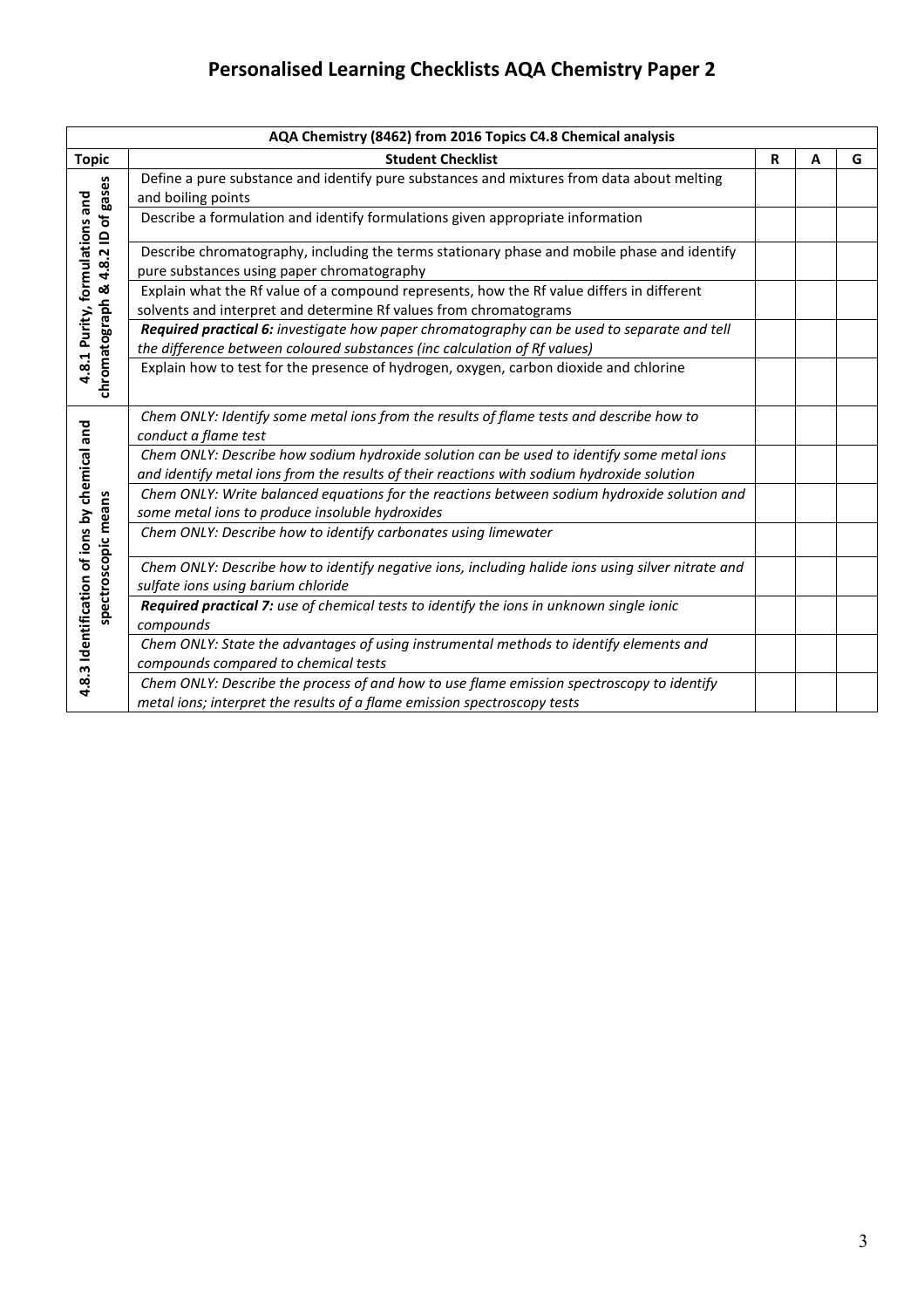# Personalised Learning Checklists AQA Chemistry Paper 2

| AQA Chemistry (8462) from 2016 Topics C4.8 Chemical analysis | | | | |
|---|---|---|---|---|
| **Topic** | **Student Checklist** | **R** | **A** | **G** |
| **4.8.1 Purity, formulations and chromatograph & 4.8.2 ID of gases** | Define a pure substance and identify pure substances and mixtures from data about melting and boiling points | | | |
| | Describe a formulation and identify formulations given appropriate information | | | |
| | Describe chromatography, including the terms stationary phase and mobile phase and identify pure substances using paper chromatography | | | |
| | Explain what the Rf value of a compound represents, how the Rf value differs in different solvents and interpret and determine Rf values from chromatograms | | | |
| | ***Required practical 6:*** *investigate how paper chromatography can be used to separate and tell the difference between coloured substances (inc calculation of Rf values)* | | | |
| | Explain how to test for the presence of hydrogen, oxygen, carbon dioxide and chlorine | | | |
| **4.8.3 Identification of ions by chemical and spectroscopic means** | *Chem ONLY: Identify some metal ions from the results of flame tests and describe how to conduct a flame test* | | | |
| | *Chem ONLY: Describe how sodium hydroxide solution can be used to identify some metal ions and identify metal ions from the results of their reactions with sodium hydroxide solution* | | | |
| | *Chem ONLY: Write balanced equations for the reactions between sodium hydroxide solution and some metal ions to produce insoluble hydroxides* | | | |
| | *Chem ONLY: Describe how to identify carbonates using limewater* | | | |
| | *Chem ONLY: Describe how to identify negative ions, including halide ions using silver nitrate and sulfate ions using barium chloride* | | | |
| | ***Required practical 7:*** *use of chemical tests to identify the ions in unknown single ionic compounds* | | | |
| | *Chem ONLY: State the advantages of using instrumental methods to identify elements and compounds compared to chemical tests* | | | |
| | *Chem ONLY: Describe the process of and how to use flame emission spectroscopy to identify metal ions; interpret the results of a flame emission spectroscopy tests* | | | |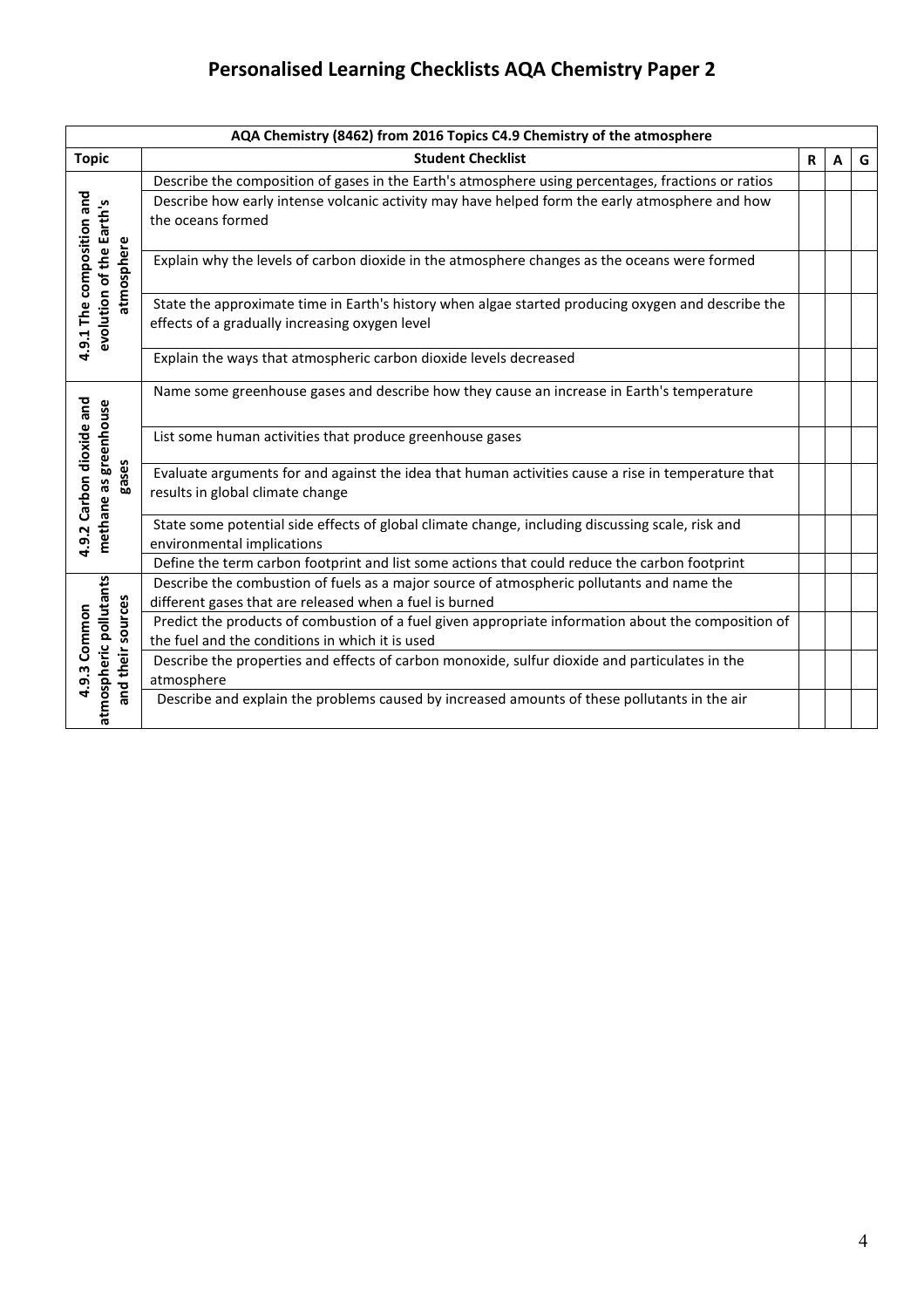# Personalised Learning Checklists AQA Chemistry Paper 2

| AQA Chemistry (8462) from 2016 Topics C4.9 Chemistry of the atmosphere | | | | |
|---|---|---|---|---|
| **Topic** | **Student Checklist** | **R** | **A** | **G** |
| 4.9.1 The composition and evolution of the Earth's atmosphere | Describe the composition of gases in the Earth's atmosphere using percentages, fractions or ratios | | | |
| | Describe how early intense volcanic activity may have helped form the early atmosphere and how the oceans formed | | | |
| | Explain why the levels of carbon dioxide in the atmosphere changes as the oceans were formed | | | |
| | State the approximate time in Earth's history when algae started producing oxygen and describe the effects of a gradually increasing oxygen level | | | |
| | Explain the ways that atmospheric carbon dioxide levels decreased | | | |
| 4.9.2 Carbon dioxide and methane as greenhouse gases | Name some greenhouse gases and describe how they cause an increase in Earth's temperature | | | |
| | List some human activities that produce greenhouse gases | | | |
| | Evaluate arguments for and against the idea that human activities cause a rise in temperature that results in global climate change | | | |
| | State some potential side effects of global climate change, including discussing scale, risk and environmental implications | | | |
| | Define the term carbon footprint and list some actions that could reduce the carbon footprint | | | |
| 4.9.3 Common atmospheric pollutants and their sources | Describe the combustion of fuels as a major source of atmospheric pollutants and name the different gases that are released when a fuel is burned | | | |
| | Predict the products of combustion of a fuel given appropriate information about the composition of the fuel and the conditions in which it is used | | | |
| | Describe the properties and effects of carbon monoxide, sulfur dioxide and particulates in the atmosphere | | | |
| | Describe and explain the problems caused by increased amounts of these pollutants in the air | | | |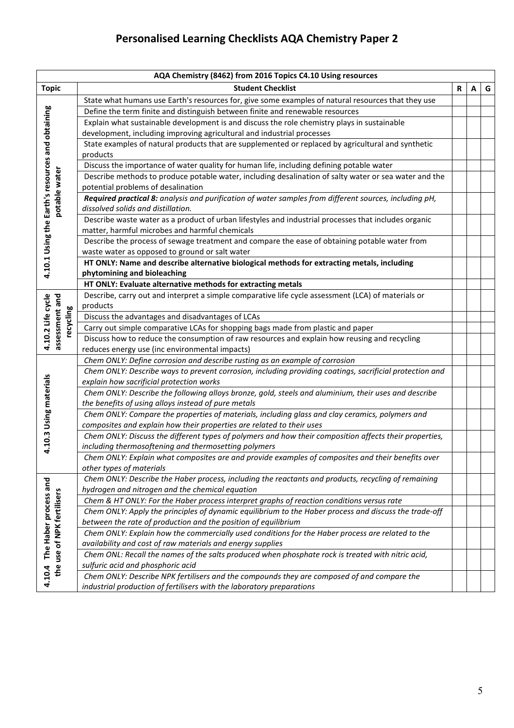# Personalised Learning Checklists AQA Chemistry Paper 2

| AQA Chemistry (8462) from 2016 Topics C4.10 Using resources | | | | |
|---|---|---|---|---|
| **Topic** | **Student Checklist** | **R** | **A** | **G** |
| 4.10.1 Using the Earth's resources and obtaining potable water | State what humans use Earth's resources for, give some examples of natural resources that they use | | | |
| | Define the term finite and distinguish between finite and renewable resources | | | |
| | Explain what sustainable development is and discuss the role chemistry plays in sustainable development, including improving agricultural and industrial processes | | | |
| | State examples of natural products that are supplemented or replaced by agricultural and synthetic products | | | |
| | Discuss the importance of water quality for human life, including defining potable water | | | |
| | Describe methods to produce potable water, including desalination of salty water or sea water and the potential problems of desalination | | | |
| | ***Required practical 8:*** *analysis and purification of water samples from different sources, including pH, dissolved solids and distillation.* | | | |
| | Describe waste water as a product of urban lifestyles and industrial processes that includes organic matter, harmful microbes and harmful chemicals | | | |
| | Describe the process of sewage treatment and compare the ease of obtaining potable water from waste water as opposed to ground or salt water | | | |
| | **HT ONLY: Name and describe alternative biological methods for extracting metals, including phytomining and bioleaching** | | | |
| | **HT ONLY: Evaluate alternative methods for extracting metals** | | | |
| 4.10.2 Life cycle assessment and recycling | Describe, carry out and interpret a simple comparative life cycle assessment (LCA) of materials or products | | | |
| | Discuss the advantages and disadvantages of LCAs | | | |
| | Carry out simple comparative LCAs for shopping bags made from plastic and paper | | | |
| | Discuss how to reduce the consumption of raw resources and explain how reusing and recycling reduces energy use (inc environmental impacts) | | | |
| 4.10.3 Using materials | *Chem ONLY: Define corrosion and describe rusting as an example of corrosion* | | | |
| | *Chem ONLY: Describe ways to prevent corrosion, including providing coatings, sacrificial protection and explain how sacrificial protection works* | | | |
| | *Chem ONLY: Describe the following alloys bronze, gold, steels and aluminium, their uses and describe the benefits of using alloys instead of pure metals* | | | |
| | *Chem ONLY: Compare the properties of materials, including glass and clay ceramics, polymers and composites and explain how their properties are related to their uses* | | | |
| | *Chem ONLY: Discuss the different types of polymers and how their composition affects their properties, including thermosoftening and thermosetting polymers* | | | |
| | *Chem ONLY: Explain what composites are and provide examples of composites and their benefits over other types of materials* | | | |
| 4.10.4 The Haber process and the use of NPK fertilisers | *Chem ONLY: Describe the Haber process, including the reactants and products, recycling of remaining hydrogen and nitrogen and the chemical equation* | | | |
| | *Chem & HT ONLY: For the Haber process interpret graphs of reaction conditions versus rate* | | | |
| | *Chem ONLY: Apply the principles of dynamic equilibrium to the Haber process and discuss the trade-off between the rate of production and the position of equilibrium* | | | |
| | *Chem ONLY: Explain how the commercially used conditions for the Haber process are related to the availability and cost of raw materials and energy supplies* | | | |
| | *Chem ONL: Recall the names of the salts produced when phosphate rock is treated with nitric acid, sulfuric acid and phosphoric acid* | | | |
| | *Chem ONLY: Describe NPK fertilisers and the compounds they are composed of and compare the industrial production of fertilisers with the laboratory preparations* | | | |